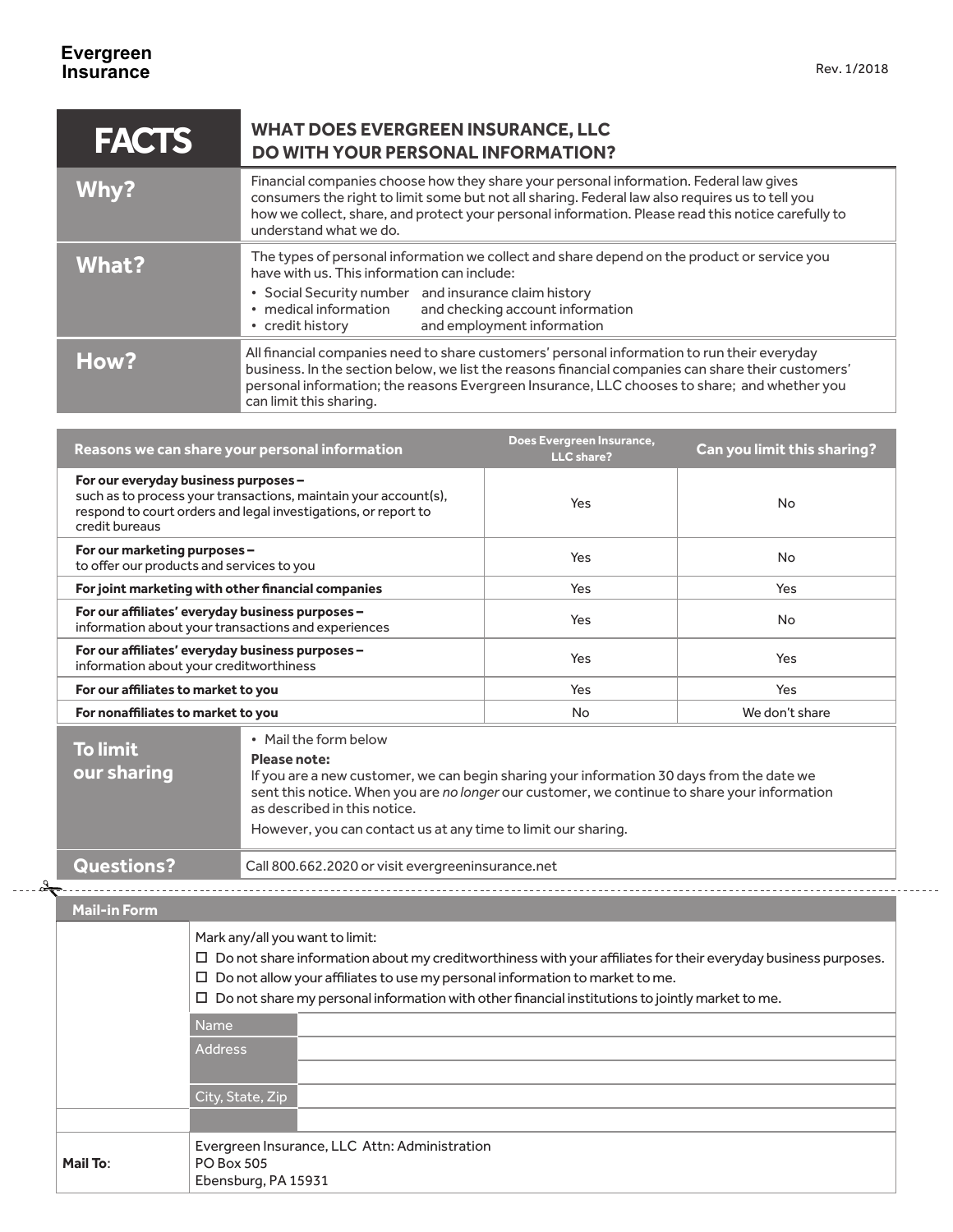**Evergreen Insurance**

Rev. 1/2018

| FACTS | WHAT DOES EVERGREEN INSURANCE, LLC DO WITH YOUR PERSONAL INFORMATION? |
|---|---|
| **Why?** | Financial companies choose how they share your personal information. Federal law gives consumers the right to limit some but not all sharing. Federal law also requires us to tell you how we collect, share, and protect your personal information. Please read this notice carefully to understand what we do. |
| **What?** | The types of personal information we collect and share depend on the product or service you have with us. This information can include:<br>• Social Security number and insurance claim history<br>• medical information and checking account information<br>• credit history and employment information |
| **How?** | All financial companies need to share customers' personal information to run their everyday business. In the section below, we list the reasons financial companies can share their customers' personal information; the reasons Evergreen Insurance, LLC chooses to share; and whether you can limit this sharing. |

| Reasons we can share your personal information | Does Evergreen Insurance, LLC share? | Can you limit this sharing? |
|---|---|---|
| **For our everyday business purposes –** such as to process your transactions, maintain your account(s), respond to court orders and legal investigations, or report to credit bureaus | Yes | No |
| **For our marketing purposes –** to offer our products and services to you | Yes | No |
| **For joint marketing with other financial companies** | Yes | Yes |
| **For our affiliates' everyday business purposes –** information about your transactions and experiences | Yes | No |
| **For our affiliates' everyday business purposes –** information about your creditworthiness | Yes | Yes |
| **For our affiliates to market to you** | Yes | Yes |
| **For nonaffiliates to market to you** | No | We don't share |

| | |
|---|---|
| **To limit our sharing** | • Mail the form below<br>**Please note:**<br>If you are a new customer, we can begin sharing your information 30 days from the date we sent this notice. When you are *no longer* our customer, we continue to share your information as described in this notice.<br>However, you can contact us at any time to limit our sharing. |
| **Questions?** | Call 800.662.2020 or visit evergreeninsurance.net |

**Mail-in Form**

Mark any/all you want to limit:

- ☐ Do not share information about my creditworthiness with your affiliates for their everyday business purposes.
- ☐ Do not allow your affiliates to use my personal information to market to me.
- ☐ Do not share my personal information with other financial institutions to jointly market to me.

| | |
|---|---|
| Name | |
| Address | |
| | |
| City, State, Zip | |
| | |

**Mail To**: Evergreen Insurance, LLC Attn: Administration
PO Box 505
Ebensburg, PA 15931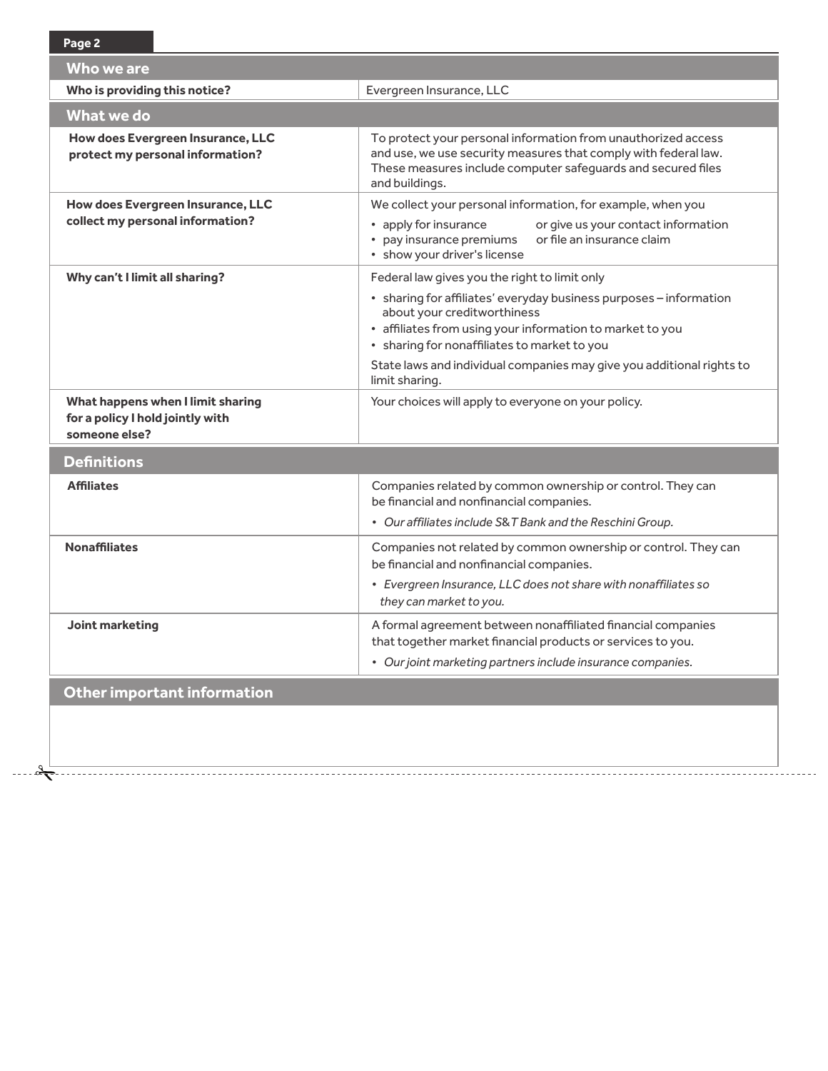| Who we are | |
|---|---|
| **Who is providing this notice?** | Evergreen Insurance, LLC |

| What we do | |
|---|---|
| **How does Evergreen Insurance, LLC protect my personal information?** | To protect your personal information from unauthorized access and use, we use security measures that comply with federal law. These measures include computer safeguards and secured files and buildings. |
| **How does Evergreen Insurance, LLC collect my personal information?** | We collect your personal information, for example, when you<br>• apply for insurance<br>• pay insurance premiums<br>• show your driver's license<br>• or give us your contact information<br>• or file an insurance claim |
| **Why can't I limit all sharing?** | Federal law gives you the right to limit only<br>• sharing for affiliates' everyday business purposes – information about your creditworthiness<br>• affiliates from using your information to market to you<br>• sharing for nonaffiliates to market to you<br>State laws and individual companies may give you additional rights to limit sharing. |
| **What happens when I limit sharing for a policy I hold jointly with someone else?** | Your choices will apply to everyone on your policy. |

| Definitions | |
|---|---|
| **Affiliates** | Companies related by common ownership or control. They can be financial and nonfinancial companies.<br>• *Our affiliates include S&T Bank and the Reschini Group.* |
| **Nonaffiliates** | Companies not related by common ownership or control. They can be financial and nonfinancial companies.<br>• *Evergreen Insurance, LLC does not share with nonaffiliates so they can market to you.* |
| **Joint marketing** | A formal agreement between nonaffiliated financial companies that together market financial products or services to you.<br>• *Our joint marketing partners include insurance companies.* |

## Other important information